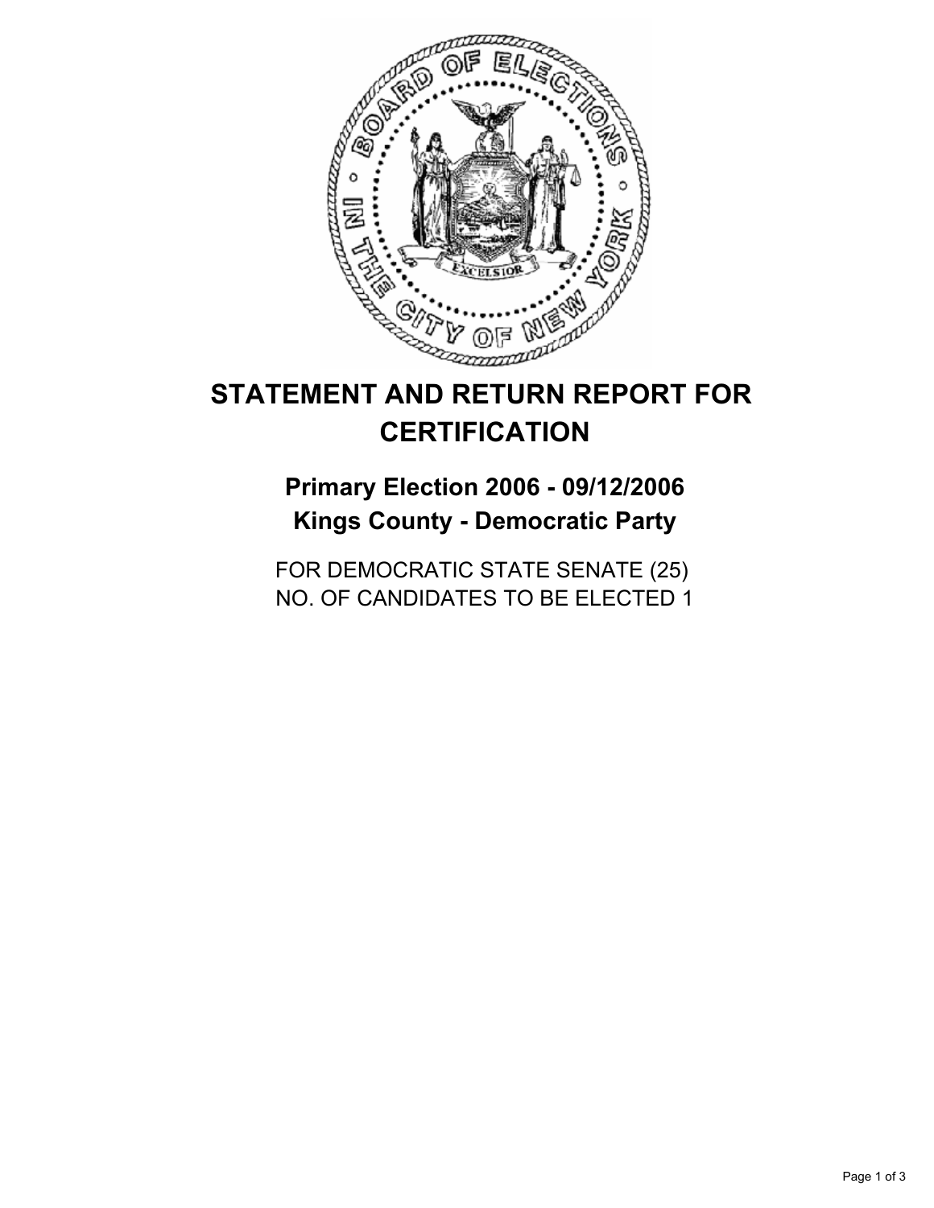# STATEMENT AND RETURN REPORT FOR CERTIFICATION

## Primary Election 2006 - 09/12/2006
## Kings County - Democratic Party

FOR DEMOCRATIC STATE SENATE (25)
NO. OF CANDIDATES TO BE ELECTED 1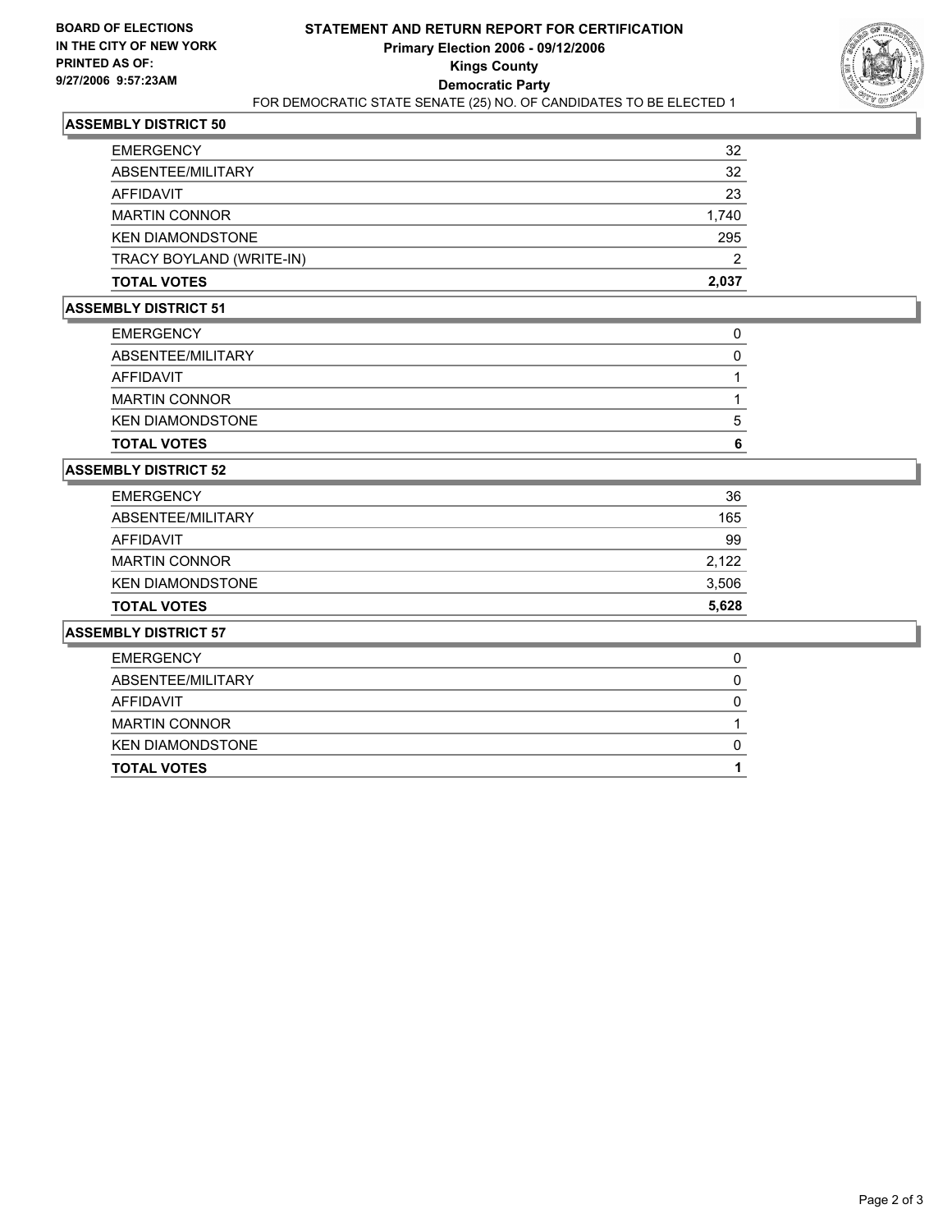**BOARD OF ELECTIONS IN THE CITY OF NEW YORK PRINTED AS OF: 9/27/2006 9:57:23AM**

# STATEMENT AND RETURN REPORT FOR CERTIFICATION
## Primary Election 2006 - 09/12/2006
## Kings County
## Democratic Party
FOR DEMOCRATIC STATE SENATE (25) NO. OF CANDIDATES TO BE ELECTED 1

### ASSEMBLY DISTRICT 50

| | |
|---|---|
| EMERGENCY | 32 |
| ABSENTEE/MILITARY | 32 |
| AFFIDAVIT | 23 |
| MARTIN CONNOR | 1,740 |
| KEN DIAMONDSTONE | 295 |
| TRACY BOYLAND (WRITE-IN) | 2 |
| **TOTAL VOTES** | **2,037** |

### ASSEMBLY DISTRICT 51

| | |
|---|---|
| EMERGENCY | 0 |
| ABSENTEE/MILITARY | 0 |
| AFFIDAVIT | 1 |
| MARTIN CONNOR | 1 |
| KEN DIAMONDSTONE | 5 |
| **TOTAL VOTES** | **6** |

### ASSEMBLY DISTRICT 52

| | |
|---|---|
| EMERGENCY | 36 |
| ABSENTEE/MILITARY | 165 |
| AFFIDAVIT | 99 |
| MARTIN CONNOR | 2,122 |
| KEN DIAMONDSTONE | 3,506 |
| **TOTAL VOTES** | **5,628** |

### ASSEMBLY DISTRICT 57

| | |
|---|---|
| EMERGENCY | 0 |
| ABSENTEE/MILITARY | 0 |
| AFFIDAVIT | 0 |
| MARTIN CONNOR | 1 |
| KEN DIAMONDSTONE | 0 |
| **TOTAL VOTES** | **1** |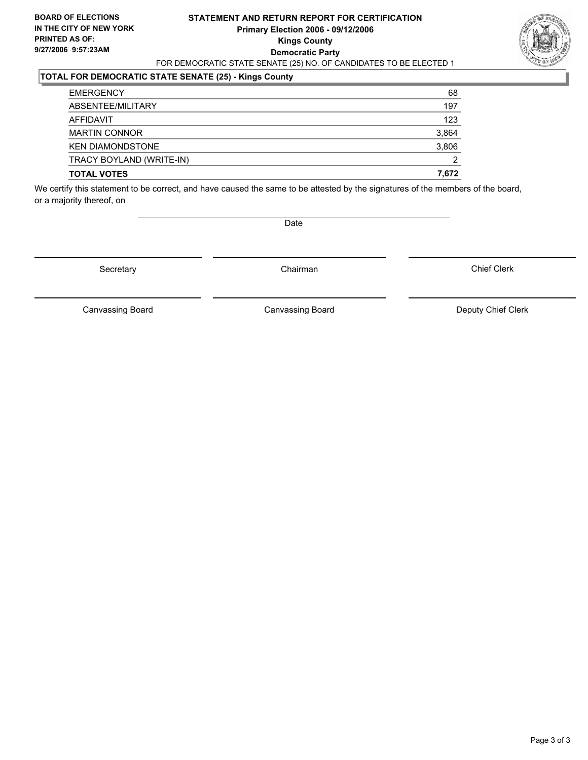**BOARD OF ELECTIONS IN THE CITY OF NEW YORK PRINTED AS OF: 9/27/2006 9:57:23AM**

# STATEMENT AND RETURN REPORT FOR CERTIFICATION
## Primary Election 2006 - 09/12/2006
## Kings County
## Democratic Party

FOR DEMOCRATIC STATE SENATE (25) NO. OF CANDIDATES TO BE ELECTED 1

### TOTAL FOR DEMOCRATIC STATE SENATE (25) - Kings County

| | |
|---|---|
| EMERGENCY | 68 |
| ABSENTEE/MILITARY | 197 |
| AFFIDAVIT | 123 |
| MARTIN CONNOR | 3,864 |
| KEN DIAMONDSTONE | 3,806 |
| TRACY BOYLAND (WRITE-IN) | 2 |
| **TOTAL VOTES** | **7,672** |

We certify this statement to be correct, and have caused the same to be attested by the signatures of the members of the board, or a majority thereof, on

Date

Secretary | Chairman | Chief Clerk

Canvassing Board | Canvassing Board | Deputy Chief Clerk